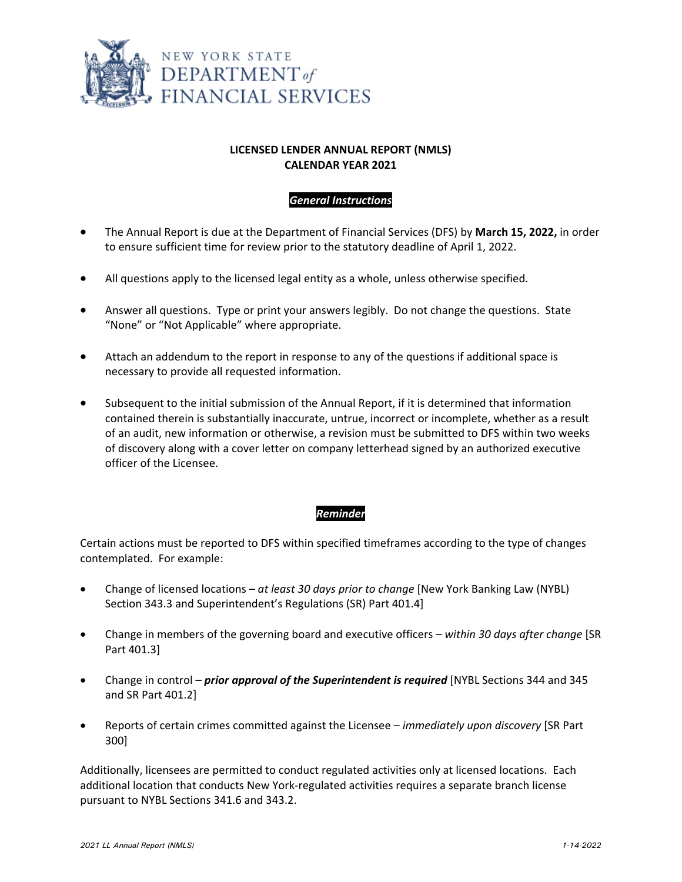NEW YORK STATE DEPARTMENT *of* FINANCIAL SERVICES

# LICENSED LENDER ANNUAL REPORT (NMLS)
# CALENDAR YEAR 2021

## *General Instructions*

- The Annual Report is due at the Department of Financial Services (DFS) by **March 15, 2022,** in order to ensure sufficient time for review prior to the statutory deadline of April 1, 2022.
- All questions apply to the licensed legal entity as a whole, unless otherwise specified.
- Answer all questions. Type or print your answers legibly. Do not change the questions. State "None" or "Not Applicable" where appropriate.
- Attach an addendum to the report in response to any of the questions if additional space is necessary to provide all requested information.
- Subsequent to the initial submission of the Annual Report, if it is determined that information contained therein is substantially inaccurate, untrue, incorrect or incomplete, whether as a result of an audit, new information or otherwise, a revision must be submitted to DFS within two weeks of discovery along with a cover letter on company letterhead signed by an authorized executive officer of the Licensee.

## *Reminder*

Certain actions must be reported to DFS within specified timeframes according to the type of changes contemplated. For example:

- Change of licensed locations – *at least 30 days prior to change* [New York Banking Law (NYBL) Section 343.3 and Superintendent's Regulations (SR) Part 401.4]
- Change in members of the governing board and executive officers – *within 30 days after change* [SR Part 401.3]
- Change in control – ***prior approval of the Superintendent is required*** [NYBL Sections 344 and 345 and SR Part 401.2]
- Reports of certain crimes committed against the Licensee – *immediately upon discovery* [SR Part 300]

Additionally, licensees are permitted to conduct regulated activities only at licensed locations. Each additional location that conducts New York-regulated activities requires a separate branch license pursuant to NYBL Sections 341.6 and 343.2.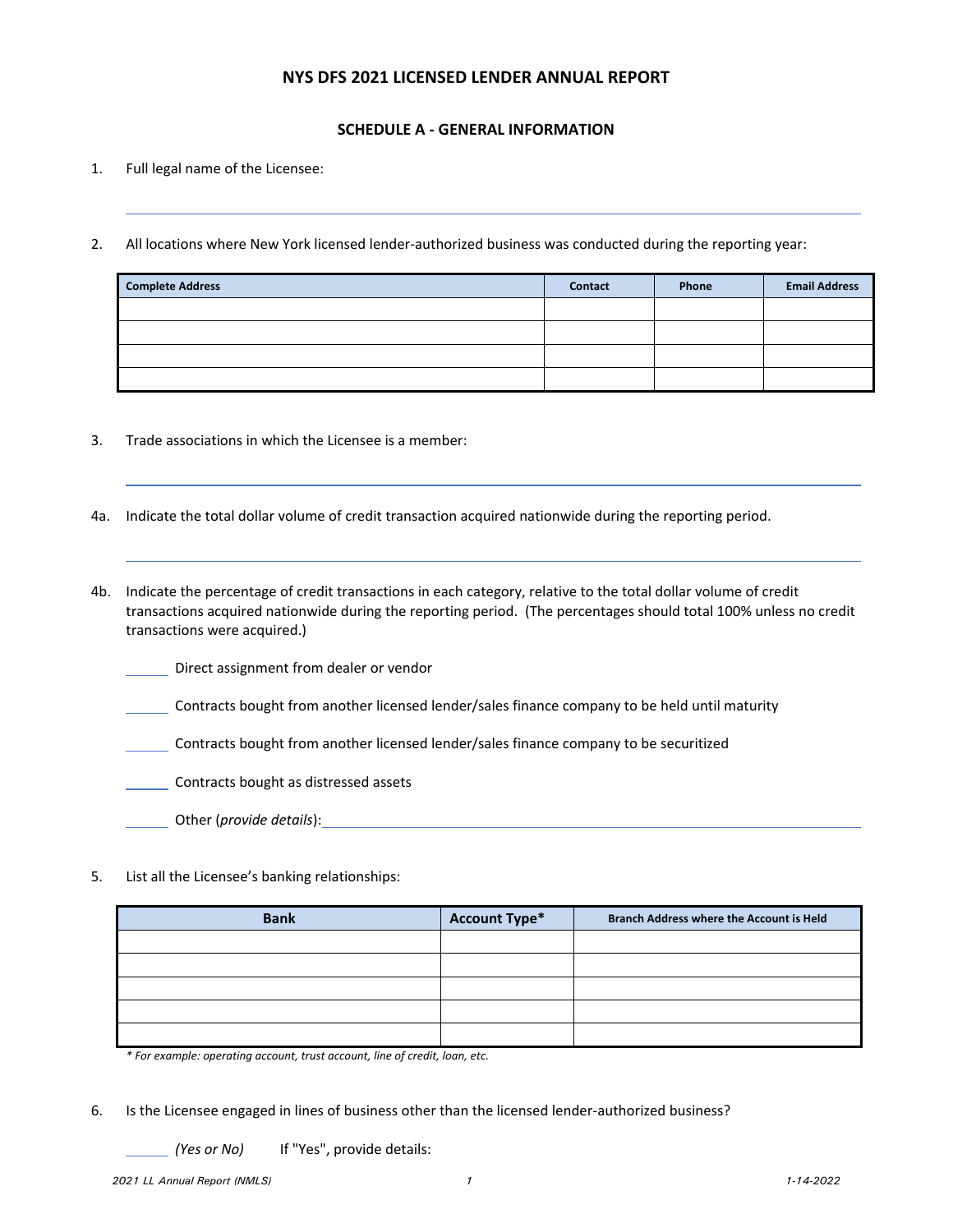# NYS DFS 2021 LICENSED LENDER ANNUAL REPORT

## SCHEDULE A - GENERAL INFORMATION

1. Full legal name of the Licensee:

___

2. All locations where New York licensed lender-authorized business was conducted during the reporting year:

| Complete Address | Contact | Phone | Email Address |
|---|---|---|---|
| | | | |
| | | | |
| | | | |
| | | | |

3. Trade associations in which the Licensee is a member:

___

4a. Indicate the total dollar volume of credit transaction acquired nationwide during the reporting period.

___

4b. Indicate the percentage of credit transactions in each category, relative to the total dollar volume of credit transactions acquired nationwide during the reporting period. (The percentages should total 100% unless no credit transactions were acquired.)

_____ Direct assignment from dealer or vendor

_____ Contracts bought from another licensed lender/sales finance company to be held until maturity

_____ Contracts bought from another licensed lender/sales finance company to be securitized

_____ Contracts bought as distressed assets

_____ Other (*provide details*): ___

5. List all the Licensee's banking relationships:

| Bank | Account Type* | Branch Address where the Account is Held |
|---|---|---|
| | | |
| | | |
| | | |
| | | |
| | | |

*\* For example: operating account, trust account, line of credit, loan, etc.*

6. Is the Licensee engaged in lines of business other than the licensed lender-authorized business?

_____ *(Yes or No)* If "Yes", provide details: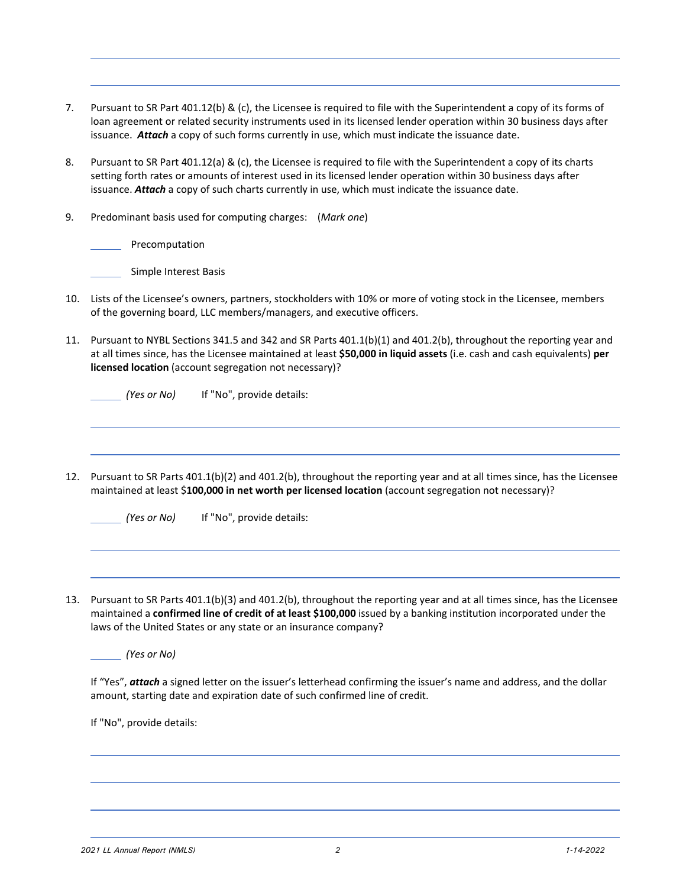7. Pursuant to SR Part 401.12(b) & (c), the Licensee is required to file with the Superintendent a copy of its forms of loan agreement or related security instruments used in its licensed lender operation within 30 business days after issuance. ***Attach*** a copy of such forms currently in use, which must indicate the issuance date.

8. Pursuant to SR Part 401.12(a) & (c), the Licensee is required to file with the Superintendent a copy of its charts setting forth rates or amounts of interest used in its licensed lender operation within 30 business days after issuance. ***Attach*** a copy of such charts currently in use, which must indicate the issuance date.

9. Predominant basis used for computing charges: (*Mark one*)

   ______ Precomputation

   ______ Simple Interest Basis

10. Lists of the Licensee's owners, partners, stockholders with 10% or more of voting stock in the Licensee, members of the governing board, LLC members/managers, and executive officers.

11. Pursuant to NYBL Sections 341.5 and 342 and SR Parts 401.1(b)(1) and 401.2(b), throughout the reporting year and at all times since, has the Licensee maintained at least **$50,000 in liquid assets** (i.e. cash and cash equivalents) **per licensed location** (account segregation not necessary)?

    ______ *(Yes or No)* If "No", provide details:

    ______________________________________________________________________

    ______________________________________________________________________

12. Pursuant to SR Parts 401.1(b)(2) and 401.2(b), throughout the reporting year and at all times since, has the Licensee maintained at least $**100,000 in net worth per licensed location** (account segregation not necessary)?

    ______ *(Yes or No)* If "No", provide details:

    ______________________________________________________________________

    ______________________________________________________________________

13. Pursuant to SR Parts 401.1(b)(3) and 401.2(b), throughout the reporting year and at all times since, has the Licensee maintained a **confirmed line of credit of at least $100,000** issued by a banking institution incorporated under the laws of the United States or any state or an insurance company?

    ______ *(Yes or No)*

    If "Yes", ***attach*** a signed letter on the issuer's letterhead confirming the issuer's name and address, and the dollar amount, starting date and expiration date of such confirmed line of credit.

    If "No", provide details:

    ______________________________________________________________________

    ______________________________________________________________________

    ______________________________________________________________________

    ______________________________________________________________________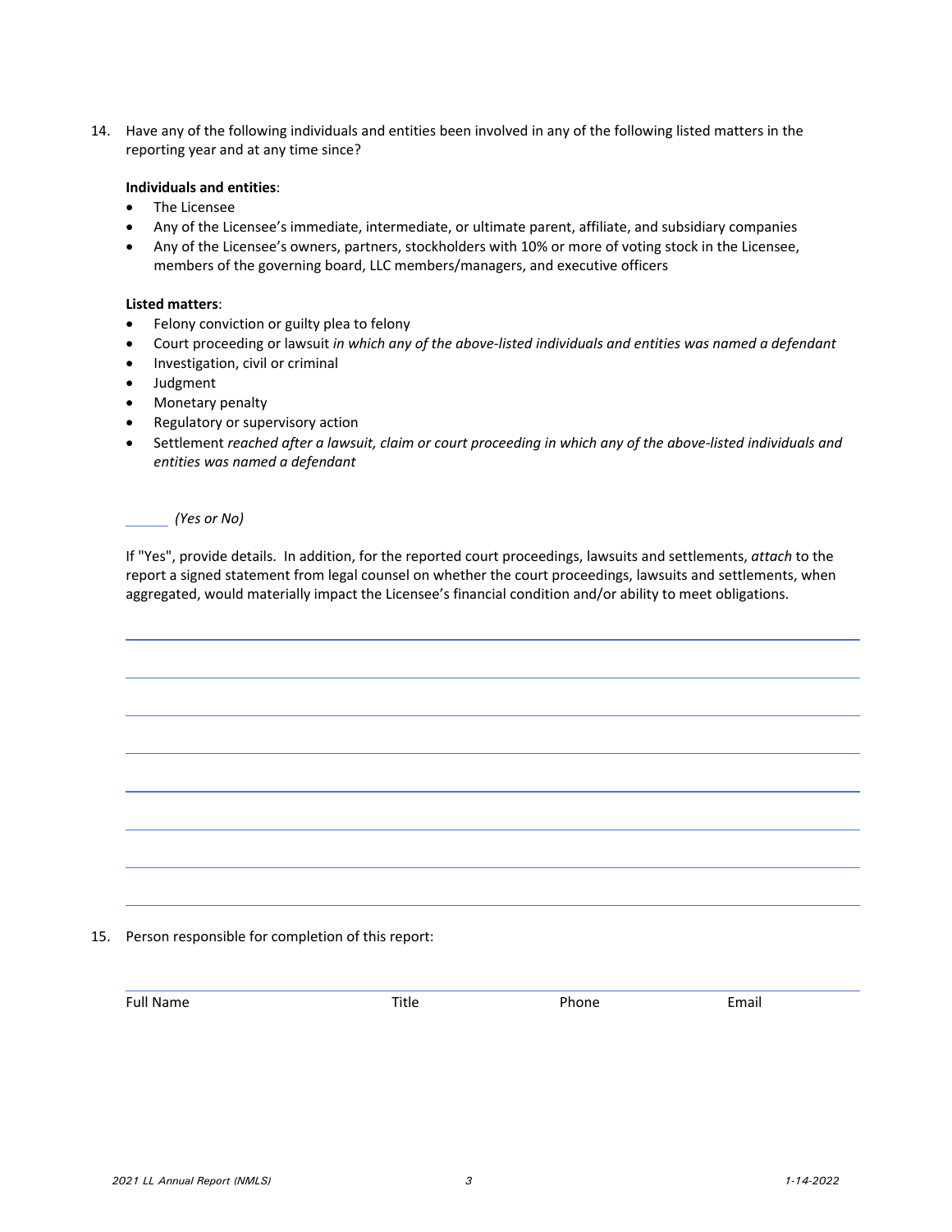14. Have any of the following individuals and entities been involved in any of the following listed matters in the reporting year and at any time since?

    **Individuals and entities**:
    - The Licensee
    - Any of the Licensee's immediate, intermediate, or ultimate parent, affiliate, and subsidiary companies
    - Any of the Licensee's owners, partners, stockholders with 10% or more of voting stock in the Licensee, members of the governing board, LLC members/managers, and executive officers

    **Listed matters**:
    - Felony conviction or guilty plea to felony
    - Court proceeding or lawsuit *in which any of the above-listed individuals and entities was named a defendant*
    - Investigation, civil or criminal
    - Judgment
    - Monetary penalty
    - Regulatory or supervisory action
    - Settlement *reached after a lawsuit, claim or court proceeding in which any of the above-listed individuals and entities was named a defendant*

    ______ *(Yes or No)*

    If "Yes", provide details. In addition, for the reported court proceedings, lawsuits and settlements, *attach* to the report a signed statement from legal counsel on whether the court proceedings, lawsuits and settlements, when aggregated, would materially impact the Licensee's financial condition and/or ability to meet obligations.

    ______________________________________________________________________

    ______________________________________________________________________

    ______________________________________________________________________

    ______________________________________________________________________

    ______________________________________________________________________

    ______________________________________________________________________

    ______________________________________________________________________

    ______________________________________________________________________

15. Person responsible for completion of this report:

    ______________________________________________________________________

    Full Name Title Phone Email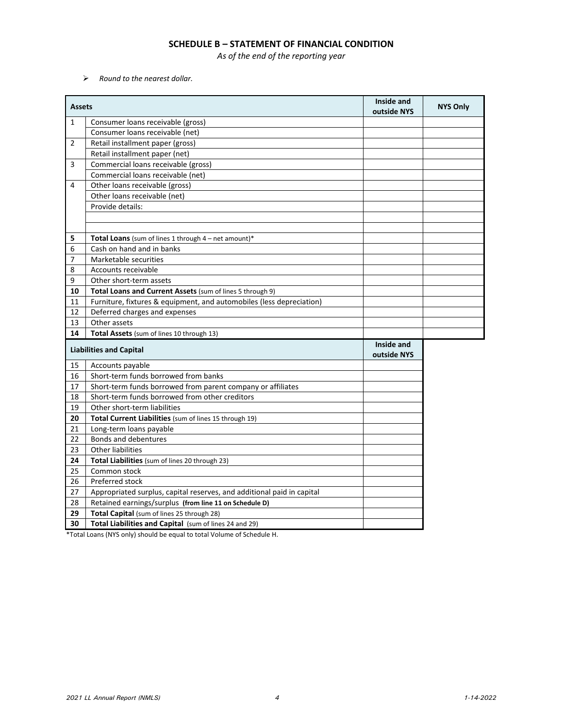## SCHEDULE B – STATEMENT OF FINANCIAL CONDITION

*As of the end of the reporting year*

- *Round to the nearest dollar.*

| Assets | | Inside and outside NYS | NYS Only |
|---|---|---|---|
| 1 | Consumer loans receivable (gross) | | |
| | Consumer loans receivable (net) | | |
| 2 | Retail installment paper (gross) | | |
| | Retail installment paper (net) | | |
| 3 | Commercial loans receivable (gross) | | |
| | Commercial loans receivable (net) | | |
| 4 | Other loans receivable (gross) | | |
| | Other loans receivable (net) | | |
| | Provide details: | | |
| | | | |
| | | | |
| **5** | **Total Loans** (sum of lines 1 through 4 – net amount)* | | |
| 6 | Cash on hand and in banks | | |
| 7 | Marketable securities | | |
| 8 | Accounts receivable | | |
| 9 | Other short-term assets | | |
| **10** | **Total Loans and Current Assets** (sum of lines 5 through 9) | | |
| 11 | Furniture, fixtures & equipment, and automobiles (less depreciation) | | |
| 12 | Deferred charges and expenses | | |
| 13 | Other assets | | |
| **14** | **Total Assets** (sum of lines 10 through 13) | | |

| Liabilities and Capital | | Inside and outside NYS |
|---|---|---|
| 15 | Accounts payable | |
| 16 | Short-term funds borrowed from banks | |
| 17 | Short-term funds borrowed from parent company or affiliates | |
| 18 | Short-term funds borrowed from other creditors | |
| 19 | Other short-term liabilities | |
| **20** | **Total Current Liabilities** (sum of lines 15 through 19) | |
| 21 | Long-term loans payable | |
| 22 | Bonds and debentures | |
| 23 | Other liabilities | |
| **24** | **Total Liabilities** (sum of lines 20 through 23) | |
| 25 | Common stock | |
| 26 | Preferred stock | |
| 27 | Appropriated surplus, capital reserves, and additional paid in capital | |
| 28 | Retained earnings/surplus **(from line 11 on Schedule D)** | |
| **29** | **Total Capital** (sum of lines 25 through 28) | |
| **30** | **Total Liabilities and Capital** (sum of lines 24 and 29) | |

*Total Loans (NYS only) should be equal to total Volume of Schedule H.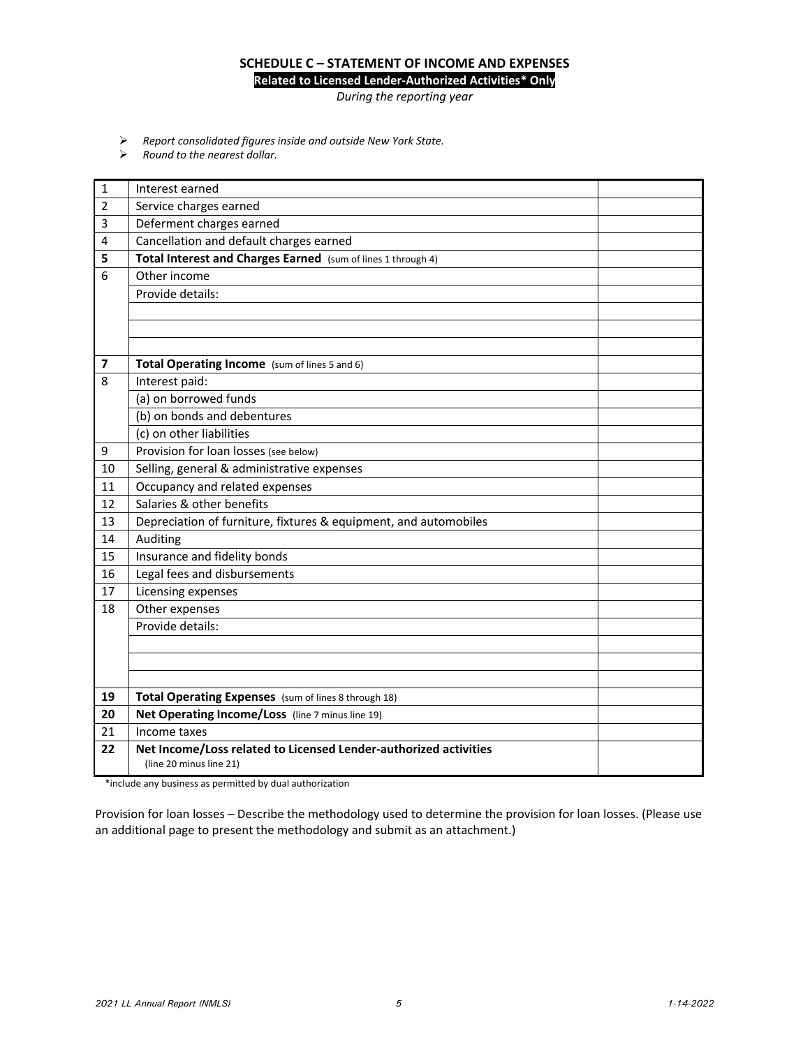### SCHEDULE C – STATEMENT OF INCOME AND EXPENSES

**Related to Licensed Lender-Authorized Activities* Only**

*During the reporting year*

- *Report consolidated figures inside and outside New York State.*
- *Round to the nearest dollar.*

| | | |
|---|---|---|
| 1 | Interest earned | |
| 2 | Service charges earned | |
| 3 | Deferment charges earned | |
| 4 | Cancellation and default charges earned | |
| **5** | **Total Interest and Charges Earned** (sum of lines 1 through 4) | |
| 6 | Other income | |
| | Provide details: | |
| | | |
| | | |
| | | |
| **7** | **Total Operating Income** (sum of lines 5 and 6) | |
| 8 | Interest paid: | |
| | (a) on borrowed funds | |
| | (b) on bonds and debentures | |
| | (c) on other liabilities | |
| 9 | Provision for loan losses (see below) | |
| 10 | Selling, general & administrative expenses | |
| 11 | Occupancy and related expenses | |
| 12 | Salaries & other benefits | |
| 13 | Depreciation of furniture, fixtures & equipment, and automobiles | |
| 14 | Auditing | |
| 15 | Insurance and fidelity bonds | |
| 16 | Legal fees and disbursements | |
| 17 | Licensing expenses | |
| 18 | Other expenses | |
| | Provide details: | |
| | | |
| | | |
| | | |
| **19** | **Total Operating Expenses** (sum of lines 8 through 18) | |
| **20** | **Net Operating Income/Loss** (line 7 minus line 19) | |
| 21 | Income taxes | |
| **22** | **Net Income/Loss related to Licensed Lender-authorized activities** (line 20 minus line 21) | |

*include any business as permitted by dual authorization

Provision for loan losses – Describe the methodology used to determine the provision for loan losses. (Please use an additional page to present the methodology and submit as an attachment.)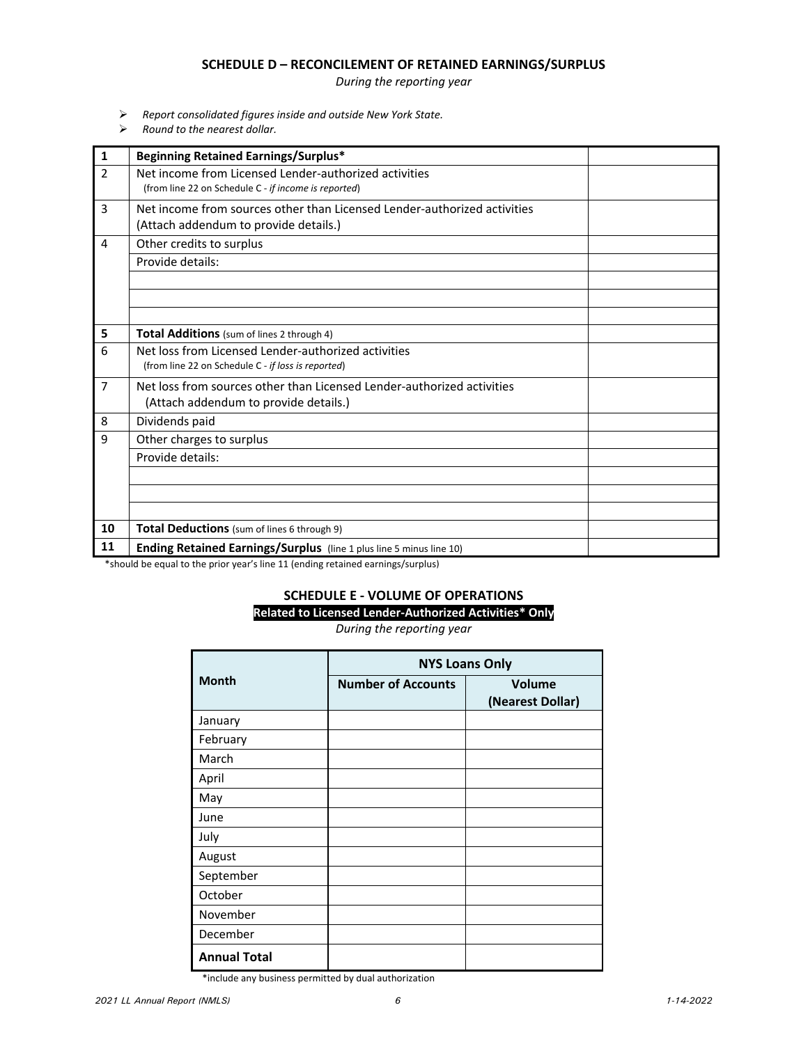## SCHEDULE D – RECONCILEMENT OF RETAINED EARNINGS/SURPLUS

*During the reporting year*

- *Report consolidated figures inside and outside New York State.*
- *Round to the nearest dollar.*

| | | |
|---|---|---|
| **1** | **Beginning Retained Earnings/Surplus*** | |
| 2 | Net income from Licensed Lender-authorized activities (from line 22 on Schedule C - *if income is reported*) | |
| 3 | Net income from sources other than Licensed Lender-authorized activities (Attach addendum to provide details.) | |
| 4 | Other credits to surplus | |
| | Provide details: | |
| | | |
| | | |
| | | |
| **5** | **Total Additions** (sum of lines 2 through 4) | |
| 6 | Net loss from Licensed Lender-authorized activities (from line 22 on Schedule C - *if loss is reported*) | |
| 7 | Net loss from sources other than Licensed Lender-authorized activities (Attach addendum to provide details.) | |
| 8 | Dividends paid | |
| 9 | Other charges to surplus | |
| | Provide details: | |
| | | |
| | | |
| | | |
| **10** | **Total Deductions** (sum of lines 6 through 9) | |
| **11** | **Ending Retained Earnings/Surplus** (line 1 plus line 5 minus line 10) | |

*should be equal to the prior year's line 11 (ending retained earnings/surplus)

## SCHEDULE E - VOLUME OF OPERATIONS

**Related to Licensed Lender-Authorized Activities* Only**

*During the reporting year*

| Month | NYS Loans Only | |
|---|---|---|
| | **Number of Accounts** | **Volume (Nearest Dollar)** |
| January | | |
| February | | |
| March | | |
| April | | |
| May | | |
| June | | |
| July | | |
| August | | |
| September | | |
| October | | |
| November | | |
| December | | |
| **Annual Total** | | |

*include any business permitted by dual authorization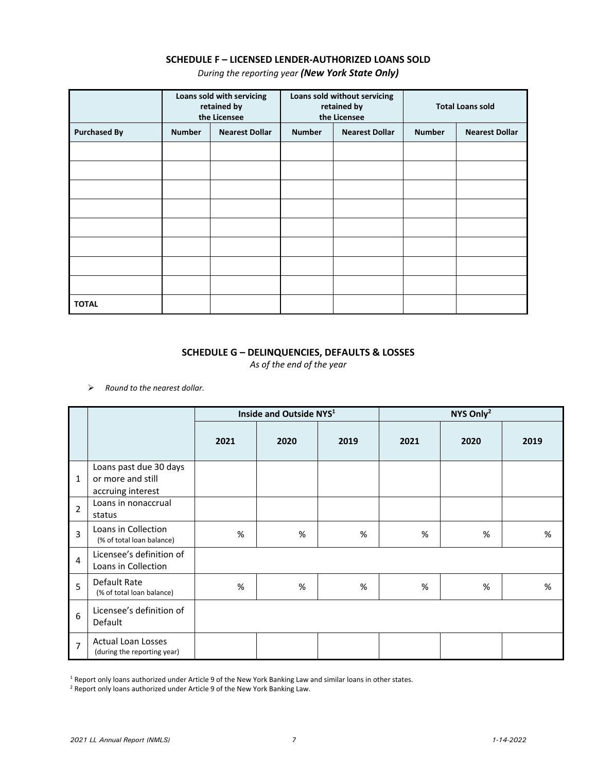### SCHEDULE F – LICENSED LENDER-AUTHORIZED LOANS SOLD

*During the reporting year* ***(New York State Only)***

| | Loans sold with servicing retained by the Licensee | | Loans sold without servicing retained by the Licensee | | Total Loans sold | |
|---|---|---|---|---|---|---|
| **Purchased By** | **Number** | **Nearest Dollar** | **Number** | **Nearest Dollar** | **Number** | **Nearest Dollar** |
| | | | | | | |
| | | | | | | |
| | | | | | | |
| | | | | | | |
| | | | | | | |
| | | | | | | |
| | | | | | | |
| | | | | | | |
| **TOTAL** | | | | | | |

### SCHEDULE G – DELINQUENCIES, DEFAULTS & LOSSES

*As of the end of the year*

- *Round to the nearest dollar.*

| | | Inside and Outside NYS[1] | | | NYS Only[2] | | |
|---|---|---|---|---|---|---|---|
| | | **2021** | **2020** | **2019** | **2021** | **2020** | **2019** |
| 1 | Loans past due 30 days or more and still accruing interest | | | | | | |
| 2 | Loans in nonaccrual status | | | | | | |
| 3 | Loans in Collection (% of total loan balance) | % | % | % | % | % | % |
| 4 | Licensee's definition of Loans in Collection | | | | | | |
| 5 | Default Rate (% of total loan balance) | % | % | % | % | % | % |
| 6 | Licensee's definition of Default | | | | | | |
| 7 | Actual Loan Losses (during the reporting year) | | | | | | |

[1] Report only loans authorized under Article 9 of the New York Banking Law and similar loans in other states.

[2] Report only loans authorized under Article 9 of the New York Banking Law.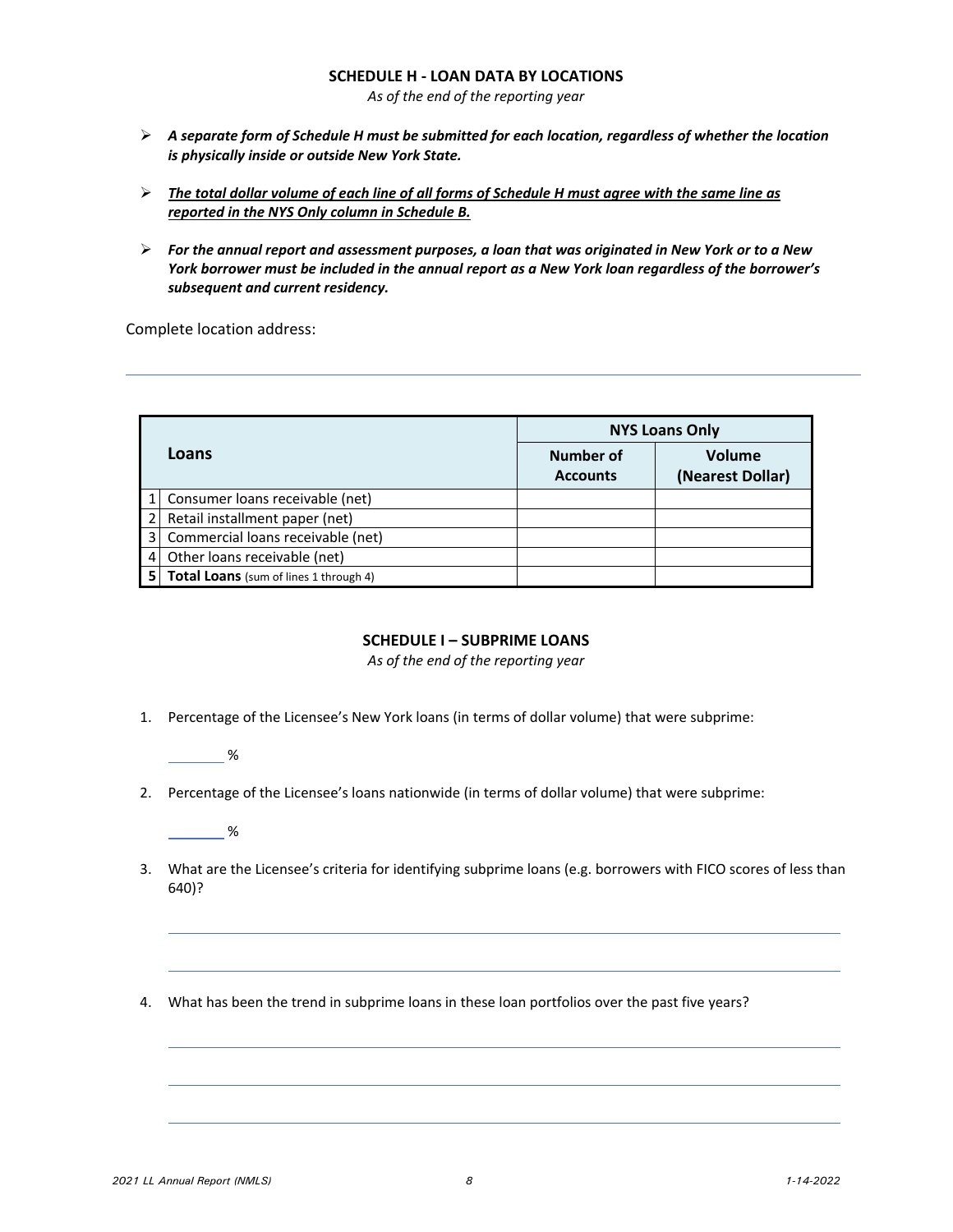## SCHEDULE H - LOAN DATA BY LOCATIONS

*As of the end of the reporting year*

- ***A separate form of Schedule H must be submitted for each location, regardless of whether the location is physically inside or outside New York State.***
- ***The total dollar volume of each line of all forms of Schedule H must agree with the same line as reported in the NYS Only column in Schedule B.***
- ***For the annual report and assessment purposes, a loan that was originated in New York or to a New York borrower must be included in the annual report as a New York loan regardless of the borrower's subsequent and current residency.***

Complete location address:

______________________________________________________________________

| | Loans | NYS Loans Only | |
|---|---|---|---|
| | | Number of Accounts | Volume (Nearest Dollar) |
| 1 | Consumer loans receivable (net) | | |
| 2 | Retail installment paper (net) | | |
| 3 | Commercial loans receivable (net) | | |
| 4 | Other loans receivable (net) | | |
| **5** | **Total Loans** (sum of lines 1 through 4) | | |

## SCHEDULE I – SUBPRIME LOANS

*As of the end of the reporting year*

1. Percentage of the Licensee's New York loans (in terms of dollar volume) that were subprime:

   ______ %

2. Percentage of the Licensee's loans nationwide (in terms of dollar volume) that were subprime:

   ______ %

3. What are the Licensee's criteria for identifying subprime loans (e.g. borrowers with FICO scores of less than 640)?

   ______________________________________________________________________

   ______________________________________________________________________

4. What has been the trend in subprime loans in these loan portfolios over the past five years?

   ______________________________________________________________________

   ______________________________________________________________________

   ______________________________________________________________________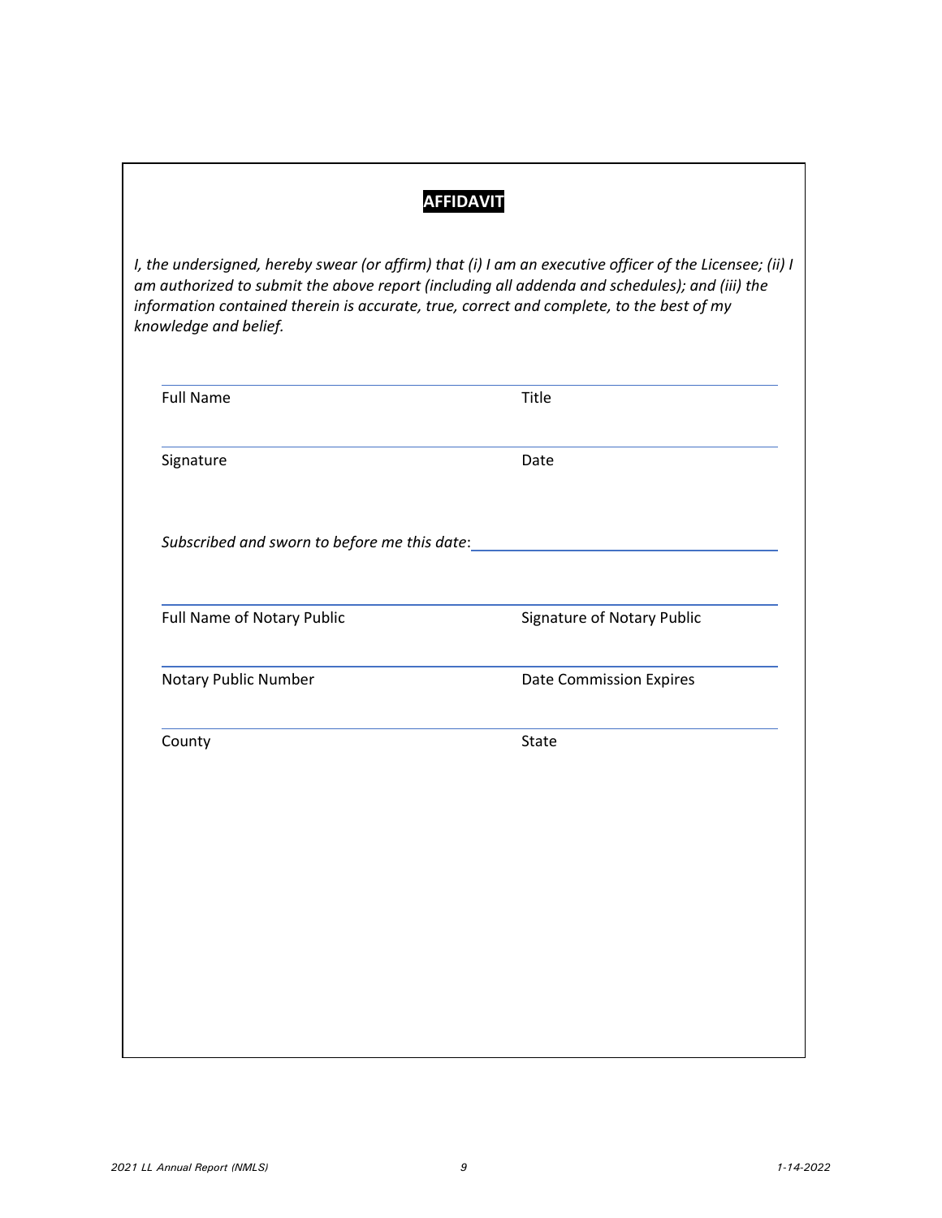# AFFIDAVIT

*I, the undersigned, hereby swear (or affirm) that (i) I am an executive officer of the Licensee; (ii) I am authorized to submit the above report (including all addenda and schedules); and (iii) the information contained therein is accurate, true, correct and complete, to the best of my knowledge and belief.*

| | |
|---|---|
| Full Name | Title |
| Signature | Date |

*Subscribed and sworn to before me this date*: ______________________________

| | |
|---|---|
| Full Name of Notary Public | Signature of Notary Public |
| Notary Public Number | Date Commission Expires |
| County | State |